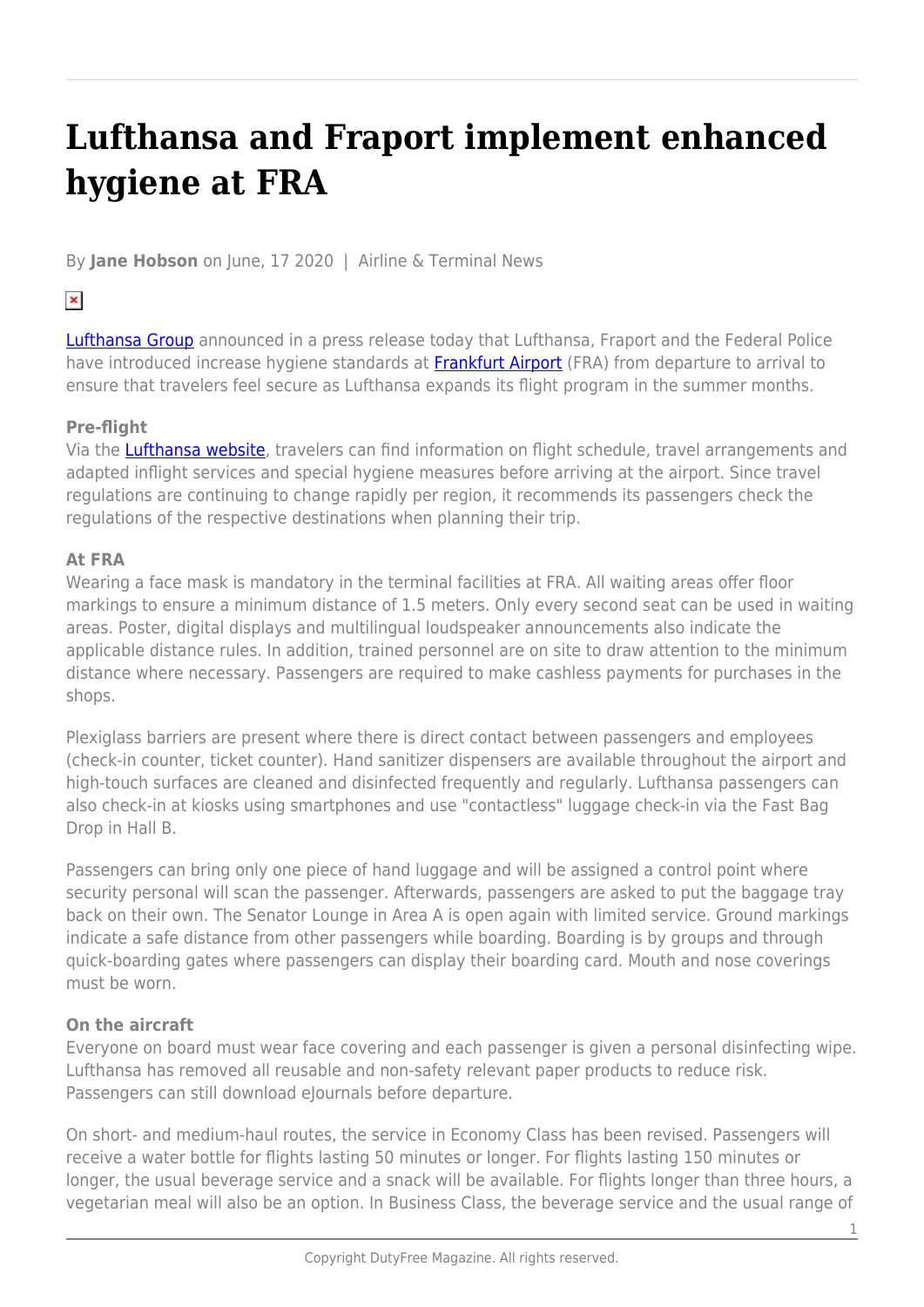# Lufthansa and Fraport implement enhanced hygiene at FRA

By **Jane Hobson** on June, 17 2020 | Airline & Terminal News

Lufthansa Group announced in a press release today that Lufthansa, Fraport and the Federal Police have introduced increase hygiene standards at Frankfurt Airport (FRA) from departure to arrival to ensure that travelers feel secure as Lufthansa expands its flight program in the summer months.

**Pre-flight**

Via the Lufthansa website, travelers can find information on flight schedule, travel arrangements and adapted inflight services and special hygiene measures before arriving at the airport. Since travel regulations are continuing to change rapidly per region, it recommends its passengers check the regulations of the respective destinations when planning their trip.

**At FRA**

Wearing a face mask is mandatory in the terminal facilities at FRA. All waiting areas offer floor markings to ensure a minimum distance of 1.5 meters. Only every second seat can be used in waiting areas. Poster, digital displays and multilingual loudspeaker announcements also indicate the applicable distance rules. In addition, trained personnel are on site to draw attention to the minimum distance where necessary. Passengers are required to make cashless payments for purchases in the shops.

Plexiglass barriers are present where there is direct contact between passengers and employees (check-in counter, ticket counter). Hand sanitizer dispensers are available throughout the airport and high-touch surfaces are cleaned and disinfected frequently and regularly. Lufthansa passengers can also check-in at kiosks using smartphones and use "contactless" luggage check-in via the Fast Bag Drop in Hall B.

Passengers can bring only one piece of hand luggage and will be assigned a control point where security personal will scan the passenger. Afterwards, passengers are asked to put the baggage tray back on their own. The Senator Lounge in Area A is open again with limited service. Ground markings indicate a safe distance from other passengers while boarding. Boarding is by groups and through quick-boarding gates where passengers can display their boarding card. Mouth and nose coverings must be worn.

**On the aircraft**

Everyone on board must wear face covering and each passenger is given a personal disinfecting wipe. Lufthansa has removed all reusable and non-safety relevant paper products to reduce risk. Passengers can still download eJournals before departure.

On short- and medium-haul routes, the service in Economy Class has been revised. Passengers will receive a water bottle for flights lasting 50 minutes or longer. For flights lasting 150 minutes or longer, the usual beverage service and a snack will be available. For flights longer than three hours, a vegetarian meal will also be an option. In Business Class, the beverage service and the usual range of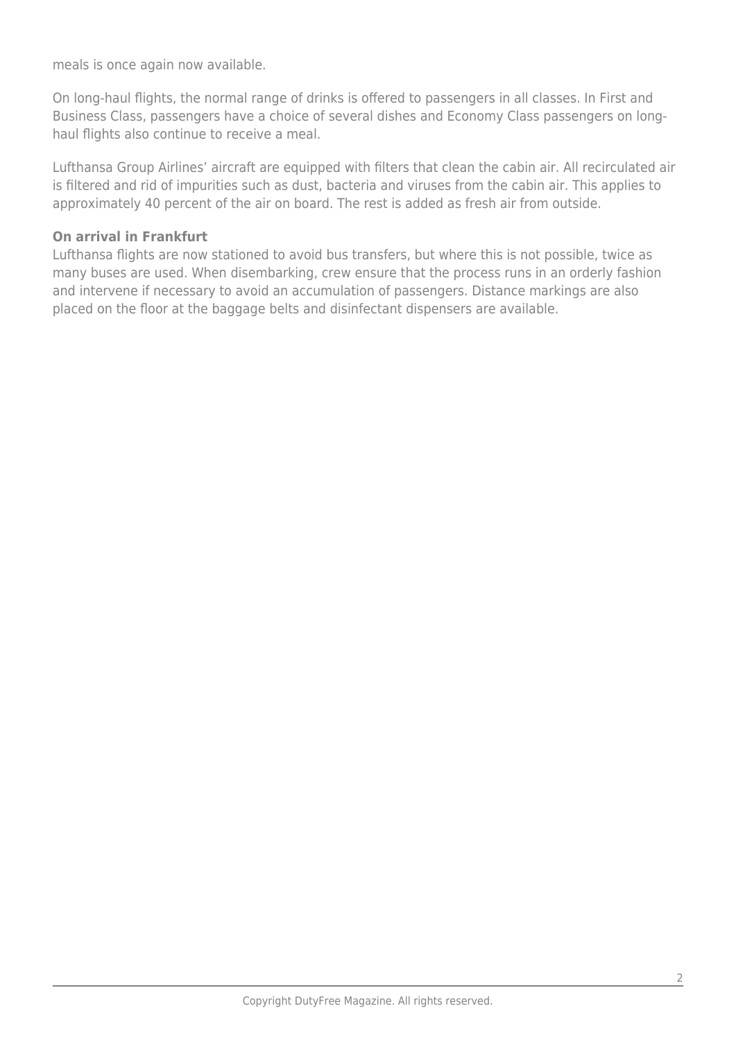meals is once again now available.

On long-haul flights, the normal range of drinks is offered to passengers in all classes. In First and Business Class, passengers have a choice of several dishes and Economy Class passengers on long-haul flights also continue to receive a meal.

Lufthansa Group Airlines' aircraft are equipped with filters that clean the cabin air. All recirculated air is filtered and rid of impurities such as dust, bacteria and viruses from the cabin air. This applies to approximately 40 percent of the air on board. The rest is added as fresh air from outside.

**On arrival in Frankfurt**

Lufthansa flights are now stationed to avoid bus transfers, but where this is not possible, twice as many buses are used. When disembarking, crew ensure that the process runs in an orderly fashion and intervene if necessary to avoid an accumulation of passengers. Distance markings are also placed on the floor at the baggage belts and disinfectant dispensers are available.